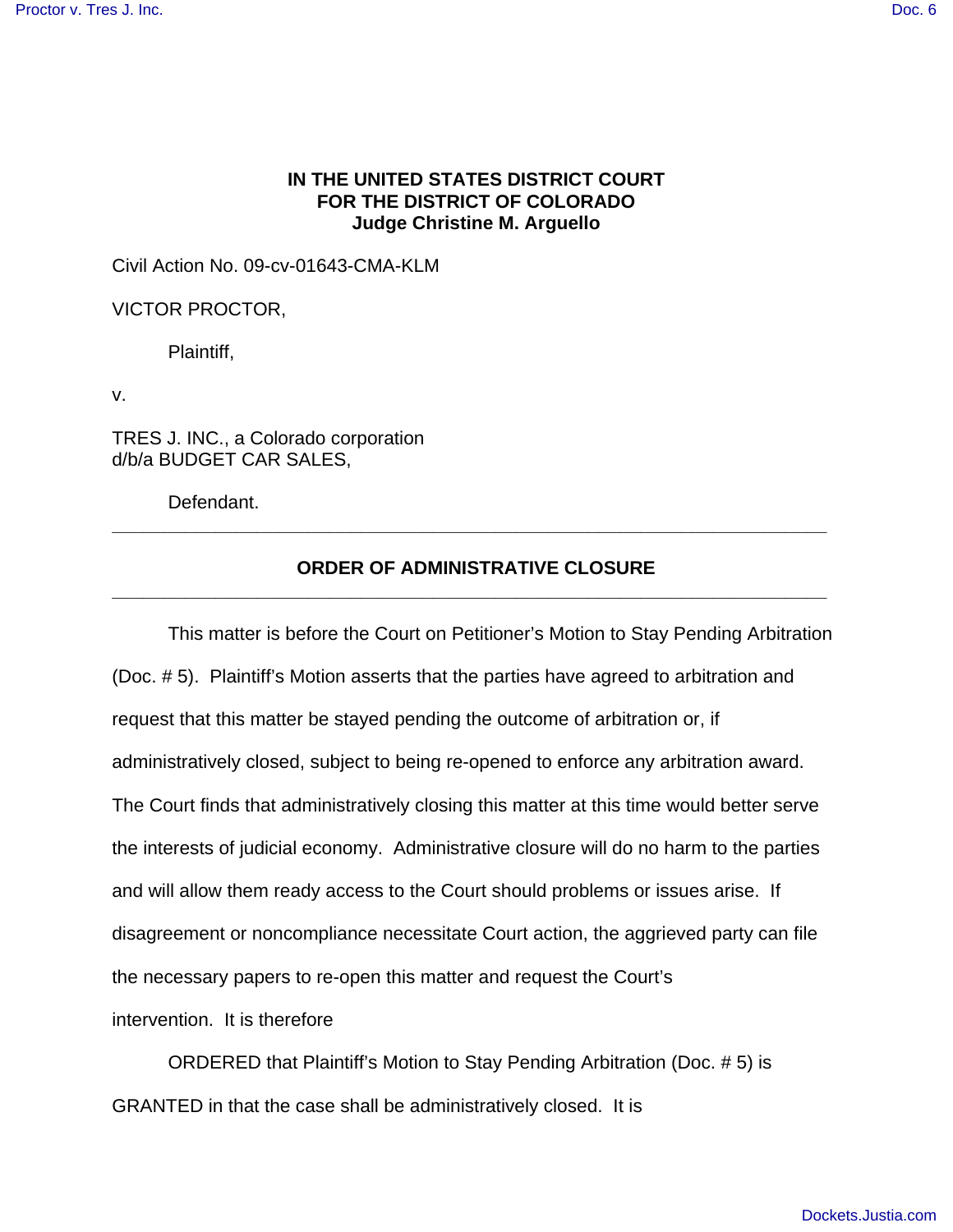**IN THE UNITED STATES DISTRICT COURT**
**FOR THE DISTRICT OF COLORADO**
**Judge Christine M. Arguello**

Civil Action No. 09-cv-01643-CMA-KLM

VICTOR PROCTOR,

Plaintiff,

v.

TRES J. INC., a Colorado corporation
d/b/a BUDGET CAR SALES,

Defendant.

---

## ORDER OF ADMINISTRATIVE CLOSURE

---

This matter is before the Court on Petitioner's Motion to Stay Pending Arbitration (Doc. # 5). Plaintiff's Motion asserts that the parties have agreed to arbitration and request that this matter be stayed pending the outcome of arbitration or, if administratively closed, subject to being re-opened to enforce any arbitration award. The Court finds that administratively closing this matter at this time would better serve the interests of judicial economy. Administrative closure will do no harm to the parties and will allow them ready access to the Court should problems or issues arise. If disagreement or noncompliance necessitate Court action, the aggrieved party can file the necessary papers to re-open this matter and request the Court's intervention. It is therefore

ORDERED that Plaintiff's Motion to Stay Pending Arbitration (Doc. # 5) is GRANTED in that the case shall be administratively closed. It is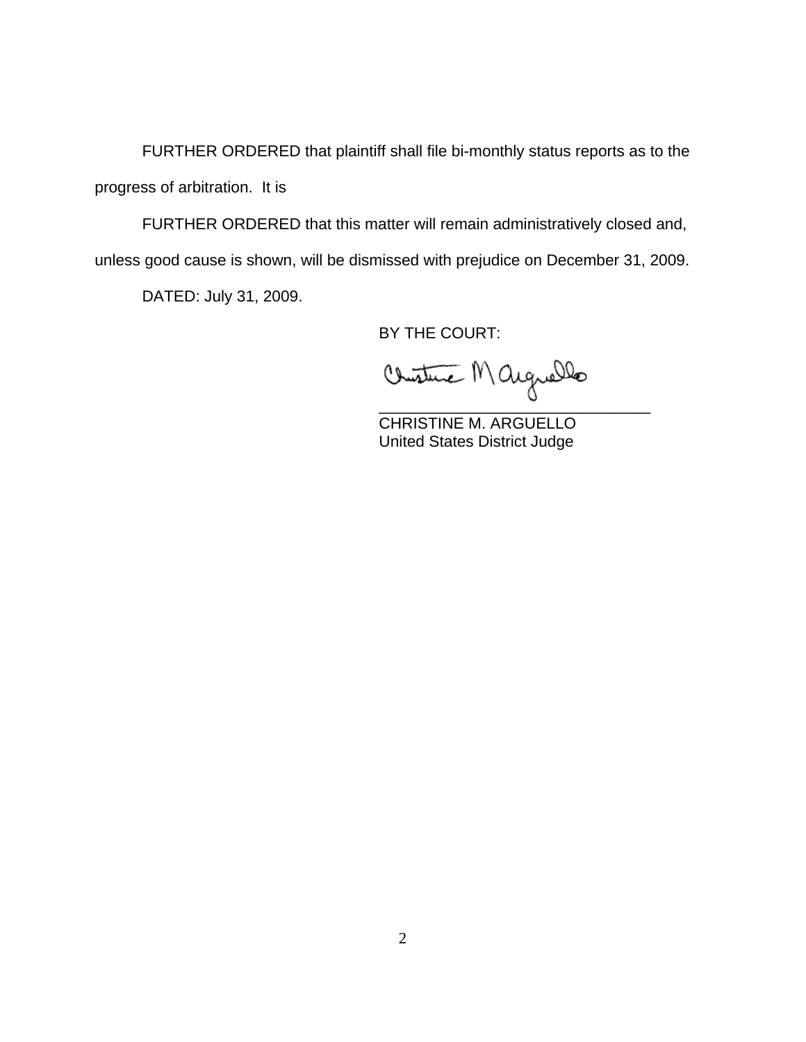FURTHER ORDERED that plaintiff shall file bi-monthly status reports as to the progress of arbitration. It is

FURTHER ORDERED that this matter will remain administratively closed and, unless good cause is shown, will be dismissed with prejudice on December 31, 2009.

DATED: July 31, 2009.

BY THE COURT:

\_\_\_\_\_\_\_\_\_\_\_\_\_\_\_\_\_\_\_\_\_\_\_\_\_\_\_\_\_\_\_\_

CHRISTINE M. ARGUELLO
United States District Judge